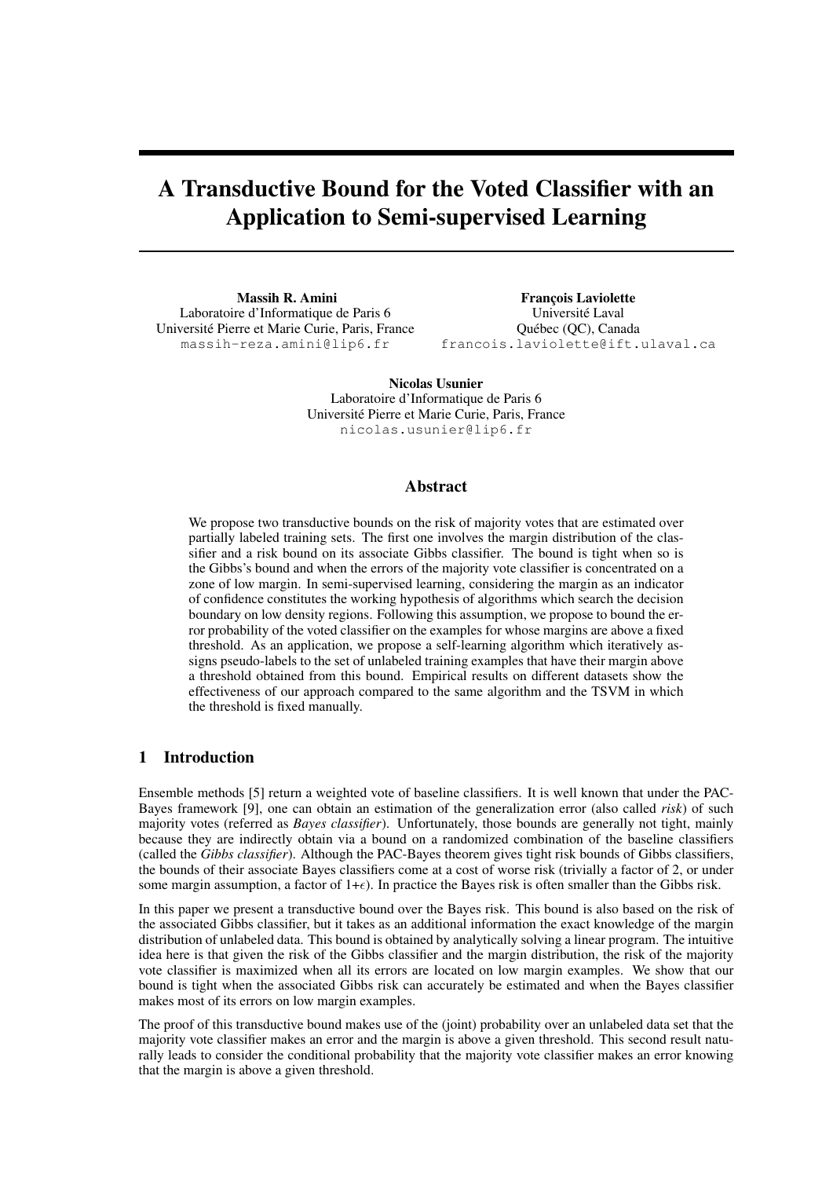# A Transductive Bound for the Voted Classifier with an Application to Semi-supervised Learning

**Massih R. Amini**
Laboratoire d'Informatique de Paris 6
Université Pierre et Marie Curie, Paris, France
massih-reza.amini@lip6.fr

**François Laviolette**
Université Laval
Québec (QC), Canada
francois.laviolette@ift.ulaval.ca

**Nicolas Usunier**
Laboratoire d'Informatique de Paris 6
Université Pierre et Marie Curie, Paris, France
nicolas.usunier@lip6.fr

## Abstract

We propose two transductive bounds on the risk of majority votes that are estimated over partially labeled training sets. The first one involves the margin distribution of the classifier and a risk bound on its associate Gibbs classifier. The bound is tight when so is the Gibbs's bound and when the errors of the majority vote classifier is concentrated on a zone of low margin. In semi-supervised learning, considering the margin as an indicator of confidence constitutes the working hypothesis of algorithms which search the decision boundary on low density regions. Following this assumption, we propose to bound the error probability of the voted classifier on the examples for whose margins are above a fixed threshold. As an application, we propose a self-learning algorithm which iteratively assigns pseudo-labels to the set of unlabeled training examples that have their margin above a threshold obtained from this bound. Empirical results on different datasets show the effectiveness of our approach compared to the same algorithm and the TSVM in which the threshold is fixed manually.

## 1 Introduction

Ensemble methods [5] return a weighted vote of baseline classifiers. It is well known that under the PAC-Bayes framework [9], one can obtain an estimation of the generalization error (also called *risk*) of such majority votes (referred as *Bayes classifier*). Unfortunately, those bounds are generally not tight, mainly because they are indirectly obtain via a bound on a randomized combination of the baseline classifiers (called the *Gibbs classifier*). Although the PAC-Bayes theorem gives tight risk bounds of Gibbs classifiers, the bounds of their associate Bayes classifiers come at a cost of worse risk (trivially a factor of 2, or under some margin assumption, a factor of $1+\epsilon$). In practice the Bayes risk is often smaller than the Gibbs risk.

In this paper we present a transductive bound over the Bayes risk. This bound is also based on the risk of the associated Gibbs classifier, but it takes as an additional information the exact knowledge of the margin distribution of unlabeled data. This bound is obtained by analytically solving a linear program. The intuitive idea here is that given the risk of the Gibbs classifier and the margin distribution, the risk of the majority vote classifier is maximized when all its errors are located on low margin examples. We show that our bound is tight when the associated Gibbs risk can accurately be estimated and when the Bayes classifier makes most of its errors on low margin examples.

The proof of this transductive bound makes use of the (joint) probability over an unlabeled data set that the majority vote classifier makes an error and the margin is above a given threshold. This second result naturally leads to consider the conditional probability that the majority vote classifier makes an error knowing that the margin is above a given threshold.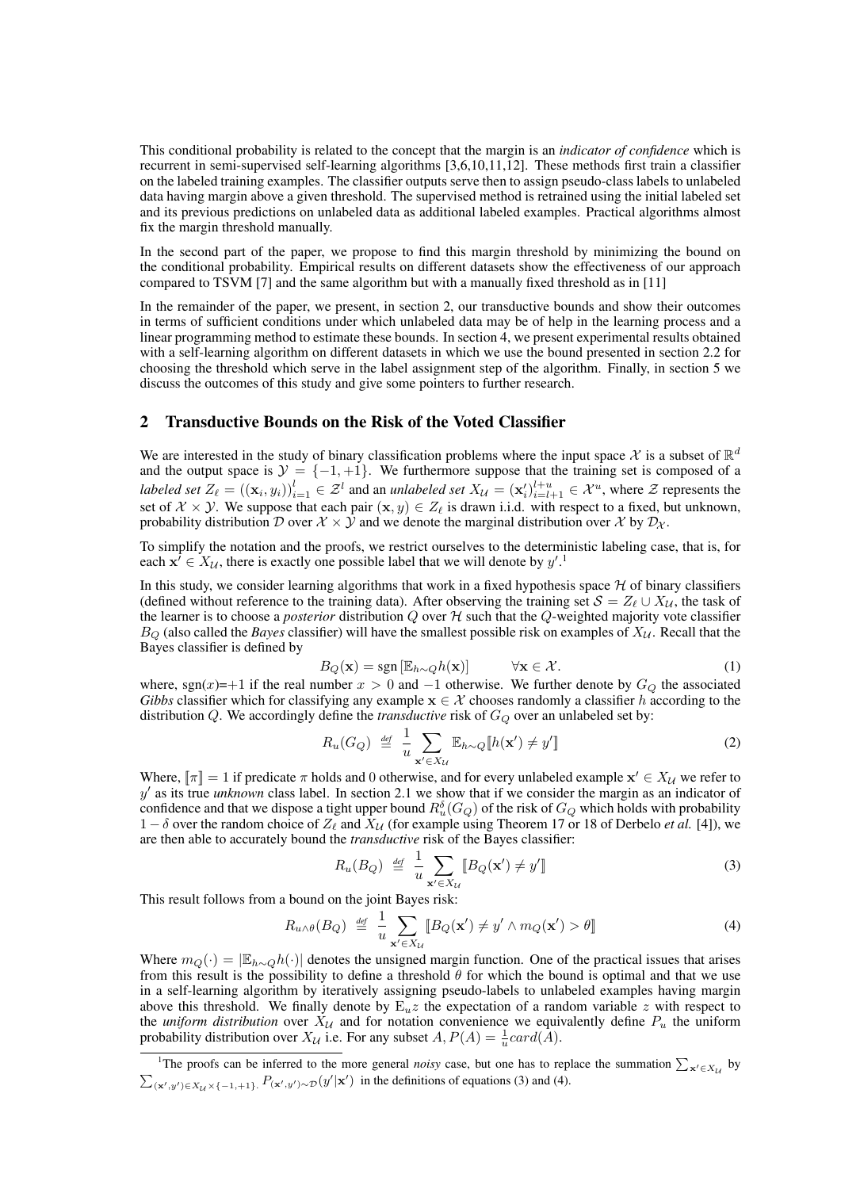This conditional probability is related to the concept that the margin is an *indicator of confidence* which is recurrent in semi-supervised self-learning algorithms [3,6,10,11,12]. These methods first train a classifier on the labeled training examples. The classifier outputs serve then to assign pseudo-class labels to unlabeled data having margin above a given threshold. The supervised method is retrained using the initial labeled set and its previous predictions on unlabeled data as additional labeled examples. Practical algorithms almost fix the margin threshold manually.

In the second part of the paper, we propose to find this margin threshold by minimizing the bound on the conditional probability. Empirical results on different datasets show the effectiveness of our approach compared to TSVM [7] and the same algorithm but with a manually fixed threshold as in [11]

In the remainder of the paper, we present, in section 2, our transductive bounds and show their outcomes in terms of sufficient conditions under which unlabeled data may be of help in the learning process and a linear programming method to estimate these bounds. In section 4, we present experimental results obtained with a self-learning algorithm on different datasets in which we use the bound presented in section 2.2 for choosing the threshold which serve in the label assignment step of the algorithm. Finally, in section 5 we discuss the outcomes of this study and give some pointers to further research.

## 2 Transductive Bounds on the Risk of the Voted Classifier

We are interested in the study of binary classification problems where the input space $\mathcal{X}$ is a subset of $\mathbb{R}^d$ and the output space is $\mathcal{Y} = \{-1, +1\}$. We furthermore suppose that the training set is composed of a *labeled set* $Z_\ell = ((\mathbf{x}_i, y_i))_{i=1}^{l} \in \mathcal{Z}^l$ and an *unlabeled set* $X_\mathcal{U} = (\mathbf{x}'_i)_{i=l+1}^{l+u} \in \mathcal{X}^u$, where $\mathcal{Z}$ represents the set of $\mathcal{X} \times \mathcal{Y}$. We suppose that each pair $(\mathbf{x}, y) \in Z_\ell$ is drawn i.i.d. with respect to a fixed, but unknown, probability distribution $\mathcal{D}$ over $\mathcal{X} \times \mathcal{Y}$ and we denote the marginal distribution over $\mathcal{X}$ by $\mathcal{D}_\mathcal{X}$.

To simplify the notation and the proofs, we restrict ourselves to the deterministic labeling case, that is, for each $\mathbf{x}' \in X_\mathcal{U}$, there is exactly one possible label that we will denote by $y'$.[1]

In this study, we consider learning algorithms that work in a fixed hypothesis space $\mathcal{H}$ of binary classifiers (defined without reference to the training data). After observing the training set $\mathcal{S} = Z_\ell \cup X_\mathcal{U}$, the task of the learner is to choose a *posterior* distribution $Q$ over $\mathcal{H}$ such that the $Q$-weighted majority vote classifier $B_Q$ (also called the *Bayes* classifier) will have the smallest possible risk on examples of $X_\mathcal{U}$. Recall that the Bayes classifier is defined by

$$B_Q(\mathbf{x}) = \operatorname{sgn}\left[\mathbb{E}_{h\sim Q} h(\mathbf{x})\right] \qquad \forall \mathbf{x} \in \mathcal{X}. \tag{1}$$

where, sgn($x$)=+1 if the real number $x > 0$ and $-1$ otherwise. We further denote by $G_Q$ the associated *Gibbs* classifier which for classifying any example $\mathbf{x} \in \mathcal{X}$ chooses randomly a classifier $h$ according to the distribution $Q$. We accordingly define the *transductive* risk of $G_Q$ over an unlabeled set by:

$$R_u(G_Q) \stackrel{\text{def}}{=} \frac{1}{u} \sum_{\mathbf{x}' \in X_\mathcal{U}} \mathbb{E}_{h\sim Q} [\![h(\mathbf{x}') \neq y']\!] \tag{2}$$

Where, $[\![\pi]\!] = 1$ if predicate $\pi$ holds and 0 otherwise, and for every unlabeled example $\mathbf{x}' \in X_\mathcal{U}$ we refer to $y'$ as its true *unknown* class label. In section 2.1 we show that if we consider the margin as an indicator of confidence and that we dispose a tight upper bound $R_u^\delta(G_Q)$ of the risk of $G_Q$ which holds with probability $1 - \delta$ over the random choice of $Z_\ell$ and $X_\mathcal{U}$ (for example using Theorem 17 or 18 of Derbelo *et al.* [4]), we are then able to accurately bound the *transductive* risk of the Bayes classifier:

$$R_u(B_Q) \stackrel{\text{def}}{=} \frac{1}{u} \sum_{\mathbf{x}' \in X_\mathcal{U}} [\![B_Q(\mathbf{x}') \neq y']\!] \tag{3}$$

This result follows from a bound on the joint Bayes risk:

$$R_{u\wedge\theta}(B_Q) \stackrel{\text{def}}{=} \frac{1}{u} \sum_{\mathbf{x}' \in X_\mathcal{U}} [\![B_Q(\mathbf{x}') \neq y' \wedge m_Q(\mathbf{x}') > \theta]\!] \tag{4}$$

Where $m_Q(\cdot) = |\mathbb{E}_{h\sim Q} h(\cdot)|$ denotes the unsigned margin function. One of the practical issues that arises from this result is the possibility to define a threshold $\theta$ for which the bound is optimal and that we use in a self-learning algorithm by iteratively assigning pseudo-labels to unlabeled examples having margin above this threshold. We finally denote by $\mathrm{E}_u z$ the expectation of a random variable $z$ with respect to the *uniform distribution* over $X_\mathcal{U}$ and for notation convenience we equivalently define $P_u$ the uniform probability distribution over $X_\mathcal{U}$ i.e. For any subset $A, P(A) = \frac{1}{u} card(A)$.

---

[1] The proofs can be inferred to the more general *noisy* case, but one has to replace the summation $\sum_{\mathbf{x}' \in X_\mathcal{U}}$ by $\sum_{(\mathbf{x}', y') \in X_\mathcal{U} \times \{-1,+1\}} P_{(\mathbf{x}', y') \sim \mathcal{D}}(y'|\mathbf{x}')$ in the definitions of equations (3) and (4).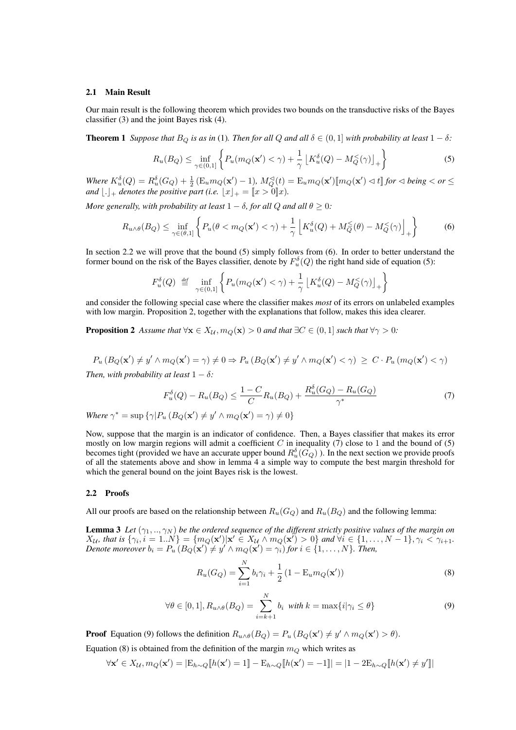### 2.1 Main Result

Our main result is the following theorem which provides two bounds on the transductive risks of the Bayes classifier (3) and the joint Bayes risk (4).

**Theorem 1** *Suppose that $B_Q$ is as in* (1)*. Then for all $Q$ and all $\delta \in (0,1]$ with probability at least $1-\delta$:*

$$R_u(B_Q) \leq \inf_{\gamma\in(0,1]} \left\{ P_u(m_Q(\mathbf{x}') < \gamma) + \frac{1}{\gamma} \left\lfloor K_u^\delta(Q) - M_Q^<(\gamma) \right\rfloor_+ \right\} \tag{5}$$

*Where $K_u^\delta(Q) = R_u^\delta(G_Q) + \frac{1}{2}\left(\mathrm{E}_u m_Q(\mathbf{x}') - 1\right)$, $M_Q^\lhd(t) = \mathrm{E}_u m_Q(\mathbf{x}')[\![m_Q(\mathbf{x}') \lhd t]\!]$ for $\lhd$ being $<$ or $\leq$ and $\lfloor . \rfloor_+$ denotes the positive part (i.e. $\lfloor x \rfloor_+ = [\![x > 0]\!]x$).*

*More generally, with probability at least $1-\delta$, for all $Q$ and all $\theta \geq 0$:*

$$R_{u\wedge\theta}(B_Q) \leq \inf_{\gamma\in(\theta,1]} \left\{ P_u(\theta < m_Q(\mathbf{x}') < \gamma) + \frac{1}{\gamma} \left\lfloor K_u^\delta(Q) + M_Q^\leq(\theta) - M_Q^<(\gamma) \right\rfloor_+ \right\} \tag{6}$$

In section 2.2 we will prove that the bound (5) simply follows from (6). In order to better understand the former bound on the risk of the Bayes classifier, denote by $F_u^\delta(Q)$ the right hand side of equation (5):

$$F_u^\delta(Q) \stackrel{def}{=} \inf_{\gamma\in(0,1]} \left\{ P_u(m_Q(\mathbf{x}') < \gamma) + \frac{1}{\gamma} \left\lfloor K_u^\delta(Q) - M_Q^<(\gamma) \right\rfloor_+ \right\}$$

and consider the following special case where the classifier makes *most* of its errors on unlabeled examples with low margin. Proposition 2, together with the explanations that follow, makes this idea clearer.

**Proposition 2** *Assume that $\forall \mathbf{x} \in X_\mathcal{U}, m_Q(\mathbf{x}) > 0$ and that $\exists C \in (0,1]$ such that $\forall \gamma > 0$:*

$$P_u\left(B_Q(\mathbf{x}') \neq y' \wedge m_Q(\mathbf{x}') = \gamma\right) \neq 0 \Rightarrow P_u\left(B_Q(\mathbf{x}') \neq y' \wedge m_Q(\mathbf{x}') < \gamma\right) \geq C \cdot P_u\left(m_Q(\mathbf{x}') < \gamma\right)$$

*Then, with probability at least $1-\delta$:*

$$F_u^\delta(Q) - R_u(B_Q) \leq \frac{1-C}{C} R_u(B_Q) + \frac{R_u^\delta(G_Q) - R_u(G_Q)}{\gamma^*} \tag{7}$$

*Where $\gamma^* = \sup\left\{\gamma | P_u\left(B_Q(\mathbf{x}') \neq y' \wedge m_Q(\mathbf{x}') = \gamma\right) \neq 0\right\}$*

Now, suppose that the margin is an indicator of confidence. Then, a Bayes classifier that makes its error mostly on low margin regions will admit a coefficient $C$ in inequality (7) close to 1 and the bound of (5) becomes tight (provided we have an accurate upper bound $R_u^\delta(G_Q)$ ). In the next section we provide proofs of all the statements above and show in lemma 4 a simple way to compute the best margin threshold for which the general bound on the joint Bayes risk is the lowest.

### 2.2 Proofs

All our proofs are based on the relationship between $R_u(G_Q)$ and $R_u(B_Q)$ and the following lemma:

**Lemma 3** *Let $(\gamma_1, .., \gamma_N)$ be the ordered sequence of the different strictly positive values of the margin on $X_\mathcal{U}$, that is $\{\gamma_i, i = 1..N\} = \{m_Q(\mathbf{x}') | \mathbf{x}' \in X_\mathcal{U} \wedge m_Q(\mathbf{x}') > 0\}$ and $\forall i \in \{1, \ldots, N-1\}, \gamma_i < \gamma_{i+1}$. Denote moreover $b_i = P_u\left(B_Q(\mathbf{x}') \neq y' \wedge m_Q(\mathbf{x}') = \gamma_i\right)$ for $i \in \{1, \ldots, N\}$. Then,*

$$R_u(G_Q) = \sum_{i=1}^N b_i \gamma_i + \frac{1}{2}\left(1 - \mathrm{E}_u m_Q(\mathbf{x}')\right) \tag{8}$$

$$\forall \theta \in [0,1], R_{u\wedge\theta}(B_Q) = \sum_{i=k+1}^N b_i \;\; \textit{with } k = \max\{i | \gamma_i \leq \theta\} \tag{9}$$

**Proof** Equation (9) follows the definition $R_{u\wedge\theta}(B_Q) = P_u\left(B_Q(\mathbf{x}') \neq y' \wedge m_Q(\mathbf{x}') > \theta\right)$.

Equation (8) is obtained from the definition of the margin $m_Q$ which writes as

$$\forall \mathbf{x}' \in X_\mathcal{U}, m_Q(\mathbf{x}') = |\mathrm{E}_{h\sim Q}[\![h(\mathbf{x}') = 1]\!] - \mathrm{E}_{h\sim Q}[\![h(\mathbf{x}') = -1]\!]| = |1 - 2\mathrm{E}_{h\sim Q}[\![h(\mathbf{x}') \neq y']\!]|$$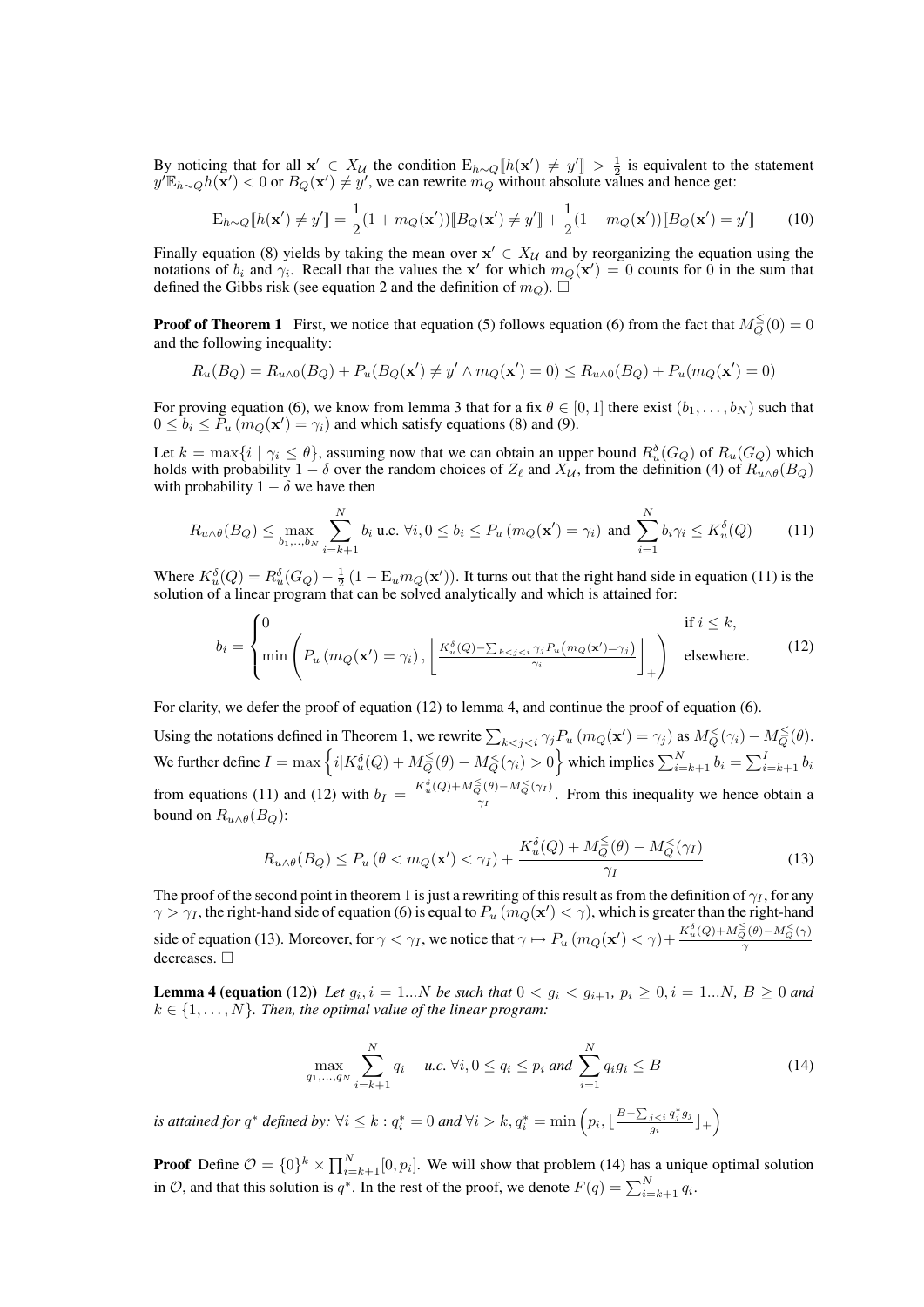By noticing that for all $\mathbf{x}' \in X_{\mathcal{U}}$ the condition $\mathrm{E}_{h\sim Q}[\![h(\mathbf{x}') \neq y']\!] > \frac{1}{2}$ is equivalent to the statement $y'\mathbb{E}_{h\sim Q}h(\mathbf{x}') < 0$ or $B_Q(\mathbf{x}') \neq y'$, we can rewrite $m_Q$ without absolute values and hence get:

$$\mathrm{E}_{h\sim Q}[\![h(\mathbf{x}') \neq y']\!] = \frac{1}{2}(1 + m_Q(\mathbf{x}'))[\![B_Q(\mathbf{x}') \neq y']\!] + \frac{1}{2}(1 - m_Q(\mathbf{x}'))[\![B_Q(\mathbf{x}') = y']\!] \tag{10}$$

Finally equation (8) yields by taking the mean over $\mathbf{x}' \in X_{\mathcal{U}}$ and by reorganizing the equation using the notations of $b_i$ and $\gamma_i$. Recall that the values the $\mathbf{x}'$ for which $m_Q(\mathbf{x}') = 0$ counts for 0 in the sum that defined the Gibbs risk (see equation 2 and the definition of $m_Q$). $\square$

**Proof of Theorem 1** First, we notice that equation (5) follows equation (6) from the fact that $M_Q^{\leq}(0) = 0$ and the following inequality:

$$R_u(B_Q) = R_{u\wedge 0}(B_Q) + P_u(B_Q(\mathbf{x}') \neq y' \wedge m_Q(\mathbf{x}') = 0) \leq R_{u\wedge 0}(B_Q) + P_u(m_Q(\mathbf{x}') = 0)$$

For proving equation (6), we know from lemma 3 that for a fix $\theta \in [0,1]$ there exist $(b_1, \ldots, b_N)$ such that $0 \leq b_i \leq P_u\left(m_Q(\mathbf{x}') = \gamma_i\right)$ and which satisfy equations (8) and (9).

Let $k = \max\{i \mid \gamma_i \leq \theta\}$, assuming now that we can obtain an upper bound $R_u^\delta(G_Q)$ of $R_u(G_Q)$ which holds with probability $1-\delta$ over the random choices of $Z_\ell$ and $X_{\mathcal{U}}$, from the definition (4) of $R_{u\wedge\theta}(B_Q)$ with probability $1-\delta$ we have then

$$R_{u\wedge\theta}(B_Q) \leq \max_{b_1,..,b_N} \sum_{i=k+1}^{N} b_i \text{ u.c. } \forall i, 0 \leq b_i \leq P_u\left(m_Q(\mathbf{x}') = \gamma_i\right) \text{ and } \sum_{i=1}^{N} b_i\gamma_i \leq K_u^\delta(Q) \tag{11}$$

Where $K_u^\delta(Q) = R_u^\delta(G_Q) - \frac{1}{2}\left(1 - \mathrm{E}_u m_Q(\mathbf{x}')\right)$. It turns out that the right hand side in equation (11) is the solution of a linear program that can be solved analytically and which is attained for:

$$b_i = \begin{cases} 0 & \text{if } i \leq k, \\ \min\left(P_u\left(m_Q(\mathbf{x}') = \gamma_i\right), \left\lfloor \frac{K_u^\delta(Q) - \sum_{k<j<i} \gamma_j P_u\left(m_Q(\mathbf{x}') = \gamma_j\right)}{\gamma_i} \right\rfloor_+\right) & \text{elsewhere.} \end{cases} \tag{12}$$

For clarity, we defer the proof of equation (12) to lemma 4, and continue the proof of equation (6).

Using the notations defined in Theorem 1, we rewrite $\sum_{k<j<i} \gamma_j P_u\left(m_Q(\mathbf{x}') = \gamma_j\right)$ as $M_Q^{<}(\gamma_i) - M_Q^{\leq}(\theta)$. We further define $I = \max\left\{i \middle| K_u^\delta(Q) + M_Q^{\leq}(\theta) - M_Q^{<}(\gamma_i) > 0\right\}$ which implies $\sum_{i=k+1}^{N} b_i = \sum_{i=k+1}^{I} b_i$ from equations (11) and (12) with $b_I = \frac{K_u^\delta(Q) + M_Q^{\leq}(\theta) - M_Q^{<}(\gamma_I)}{\gamma_I}$. From this inequality we hence obtain a bound on $R_{u\wedge\theta}(B_Q)$:

$$R_{u\wedge\theta}(B_Q) \leq P_u\left(\theta < m_Q(\mathbf{x}') < \gamma_I\right) + \frac{K_u^\delta(Q) + M_Q^{\leq}(\theta) - M_Q^{<}(\gamma_I)}{\gamma_I} \tag{13}$$

The proof of the second point in theorem 1 is just a rewriting of this result as from the definition of $\gamma_I$, for any $\gamma > \gamma_I$, the right-hand side of equation (6) is equal to $P_u\left(m_Q(\mathbf{x}') < \gamma\right)$, which is greater than the right-hand side of equation (13). Moreover, for $\gamma < \gamma_I$, we notice that $\gamma \mapsto P_u\left(m_Q(\mathbf{x}') < \gamma\right) + \frac{K_u^\delta(Q) + M_Q^{\leq}(\theta) - M_Q^{<}(\gamma)}{\gamma}$ decreases. $\square$

**Lemma 4 (equation** (12)**)** *Let $g_i, i = 1...N$ be such that $0 < g_i < g_{i+1}$, $p_i \geq 0, i = 1...N$, $B \geq 0$ and $k \in \{1, \ldots, N\}$. Then, the optimal value of the linear program:*

$$\max_{q_1,\ldots,q_N} \sum_{i=k+1}^{N} q_i \quad \textit{u.c. } \forall i, 0 \leq q_i \leq p_i \textit{ and } \sum_{i=1}^{N} q_i g_i \leq B \tag{14}$$

*is attained for $q^*$ defined by: $\forall i \leq k : q_i^* = 0$ and $\forall i > k, q_i^* = \min\left(p_i, \lfloor \frac{B - \sum_{j<i} q_j^* g_j}{g_i} \rfloor_+\right)$*

**Proof** Define $\mathcal{O} = \{0\}^k \times \prod_{i=k+1}^{N}[0, p_i]$. We will show that problem (14) has a unique optimal solution in $\mathcal{O}$, and that this solution is $q^*$. In the rest of the proof, we denote $F(q) = \sum_{i=k+1}^{N} q_i$.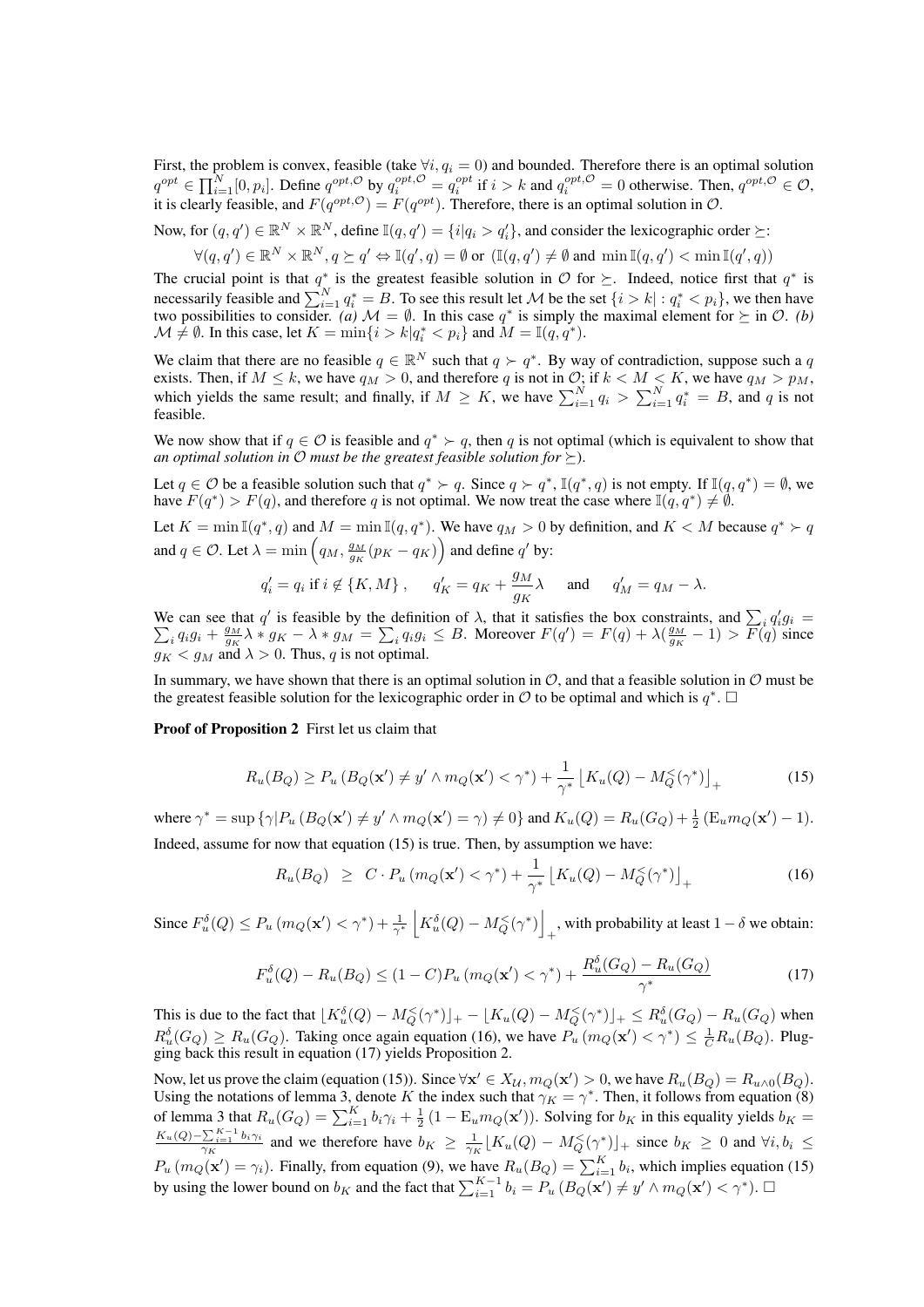First, the problem is convex, feasible (take $\forall i, q_i = 0$) and bounded. Therefore there is an optimal solution $q^{opt} \in \prod_{i=1}^{N}[0, p_i]$. Define $q^{opt,\mathcal{O}}$ by $q_i^{opt,\mathcal{O}} = q_i^{opt}$ if $i > k$ and $q_i^{opt,\mathcal{O}} = 0$ otherwise. Then, $q^{opt,\mathcal{O}} \in \mathcal{O}$, it is clearly feasible, and $F(q^{opt,\mathcal{O}}) = F(q^{opt})$. Therefore, there is an optimal solution in $\mathcal{O}$.

Now, for $(q, q') \in \mathbb{R}^N \times \mathbb{R}^N$, define $\mathbb{I}(q, q') = \{i | q_i > q'_i\}$, and consider the lexicographic order $\succeq$:

$$\forall (q, q') \in \mathbb{R}^N \times \mathbb{R}^N, q \succeq q' \Leftrightarrow \mathbb{I}(q', q) = \emptyset \text{ or } (\mathbb{I}(q, q') \neq \emptyset \text{ and } \min \mathbb{I}(q, q') < \min \mathbb{I}(q', q))$$

The crucial point is that $q^*$ is the greatest feasible solution in $\mathcal{O}$ for $\succeq$. Indeed, notice first that $q^*$ is necessarily feasible and $\sum_{i=1}^{N} q_i^* = B$. To see this result let $\mathcal{M}$ be the set $\{i > k| : q_i^* < p_i\}$, we then have two possibilities to consider. *(a)* $\mathcal{M} = \emptyset$. In this case $q^*$ is simply the maximal element for $\succeq$ in $\mathcal{O}$. *(b)* $\mathcal{M} \neq \emptyset$. In this case, let $K = \min\{i > k | q_i^* < p_i\}$ and $M = \mathbb{I}(q, q^*)$.

We claim that there are no feasible $q \in \mathbb{R}^N$ such that $q \succ q^*$. By way of contradiction, suppose such a $q$ exists. Then, if $M \leq k$, we have $q_M > 0$, and therefore $q$ is not in $\mathcal{O}$; if $k < M < K$, we have $q_M > p_M$, which yields the same result; and finally, if $M \geq K$, we have $\sum_{i=1}^{N} q_i > \sum_{i=1}^{N} q_i^* = B$, and $q$ is not feasible.

We now show that if $q \in \mathcal{O}$ is feasible and $q^* \succ q$, then $q$ is not optimal (which is equivalent to show that *an optimal solution in $\mathcal{O}$ must be the greatest feasible solution for $\succeq$*).

Let $q \in \mathcal{O}$ be a feasible solution such that $q^* \succ q$. Since $q \succ q^*$, $\mathbb{I}(q^*, q)$ is not empty. If $\mathbb{I}(q, q^*) = \emptyset$, we have $F(q^*) > F(q)$, and therefore $q$ is not optimal. We now treat the case where $\mathbb{I}(q, q^*) \neq \emptyset$.

Let $K = \min \mathbb{I}(q^*, q)$ and $M = \min \mathbb{I}(q, q^*)$. We have $q_M > 0$ by definition, and $K < M$ because $q^* \succ q$ and $q \in \mathcal{O}$. Let $\lambda = \min\left(q_M, \frac{g_M}{g_K}(p_K - q_K)\right)$ and define $q'$ by:

$$q'_i = q_i \text{ if } i \notin \{K, M\}\,, \qquad q'_K = q_K + \frac{g_M}{g_K}\lambda \qquad \text{and} \qquad q'_M = q_M - \lambda.$$

We can see that $q'$ is feasible by the definition of $\lambda$, that it satisfies the box constraints, and $\sum_i q'_i g_i = \sum_i q_i g_i + \frac{g_M}{g_K}\lambda * g_K - \lambda * g_M = \sum_i q_i g_i \leq B$. Moreover $F(q') = F(q) + \lambda(\frac{g_M}{g_K} - 1) > F(q)$ since $g_K < g_M$ and $\lambda > 0$. Thus, $q$ is not optimal.

In summary, we have shown that there is an optimal solution in $\mathcal{O}$, and that a feasible solution in $\mathcal{O}$ must be the greatest feasible solution for the lexicographic order in $\mathcal{O}$ to be optimal and which is $q^*$. $\square$

**Proof of Proposition 2** First let us claim that

$$R_u(B_Q) \geq P_u\left(B_Q(\mathbf{x}') \neq y' \wedge m_Q(\mathbf{x}') < \gamma^*\right) + \frac{1}{\gamma^*}\left\lfloor K_u(Q) - M_Q^{<}(\gamma^*)\right\rfloor_+ \tag{15}$$

where $\gamma^* = \sup\{\gamma | P_u\left(B_Q(\mathbf{x}') \neq y' \wedge m_Q(\mathbf{x}') = \gamma\right) \neq 0\}$ and $K_u(Q) = R_u(G_Q) + \frac{1}{2}\left(\mathrm{E}_u m_Q(\mathbf{x}') - 1\right)$.

Indeed, assume for now that equation (15) is true. Then, by assumption we have:

$$R_u(B_Q) \;\;\geq\;\; C \cdot P_u\left(m_Q(\mathbf{x}') < \gamma^*\right) + \frac{1}{\gamma^*}\left\lfloor K_u(Q) - M_Q^{<}(\gamma^*)\right\rfloor_+ \tag{16}$$

Since $F_u^{\delta}(Q) \leq P_u\left(m_Q(\mathbf{x}') < \gamma^*\right) + \frac{1}{\gamma^*}\left\lfloor K_u^{\delta}(Q) - M_Q^{<}(\gamma^*)\right\rfloor_+$, with probability at least $1 - \delta$ we obtain:

$$F_u^{\delta}(Q) - R_u(B_Q) \leq (1 - C) P_u\left(m_Q(\mathbf{x}') < \gamma^*\right) + \frac{R_u^{\delta}(G_Q) - R_u(G_Q)}{\gamma^*} \tag{17}$$

This is due to the fact that $\lfloor K_u^{\delta}(Q) - M_Q^{<}(\gamma^*)\rfloor_+ - \lfloor K_u(Q) - M_Q^{<}(\gamma^*)\rfloor_+ \leq R_u^{\delta}(G_Q) - R_u(G_Q)$ when $R_u^{\delta}(G_Q) \geq R_u(G_Q)$. Taking once again equation (16), we have $P_u\left(m_Q(\mathbf{x}') < \gamma^*\right) \leq \frac{1}{C} R_u(B_Q)$. Plugging back this result in equation (17) yields Proposition 2.

Now, let us prove the claim (equation (15)). Since $\forall \mathbf{x}' \in X_{\mathcal{U}}, m_Q(\mathbf{x}') > 0$, we have $R_u(B_Q) = R_{u \wedge 0}(B_Q)$. Using the notations of lemma 3, denote $K$ the index such that $\gamma_K = \gamma^*$. Then, it follows from equation (8) of lemma 3 that $R_u(G_Q) = \sum_{i=1}^{K} b_i \gamma_i + \frac{1}{2}\left(1 - \mathrm{E}_u m_Q(\mathbf{x}')\right)$. Solving for $b_K$ in this equality yields $b_K = \frac{K_u(Q) - \sum_{i=1}^{K-1} b_i \gamma_i}{\gamma_K}$ and we therefore have $b_K \geq \frac{1}{\gamma_K}\lfloor K_u(Q) - M_Q^{<}(\gamma^*)\rfloor_+$ since $b_K \geq 0$ and $\forall i, b_i \leq P_u\left(m_Q(\mathbf{x}') = \gamma_i\right)$. Finally, from equation (9), we have $R_u(B_Q) = \sum_{i=1}^{K} b_i$, which implies equation (15) by using the lower bound on $b_K$ and the fact that $\sum_{i=1}^{K-1} b_i = P_u\left(B_Q(\mathbf{x}') \neq y' \wedge m_Q(\mathbf{x}') < \gamma^*\right)$. $\square$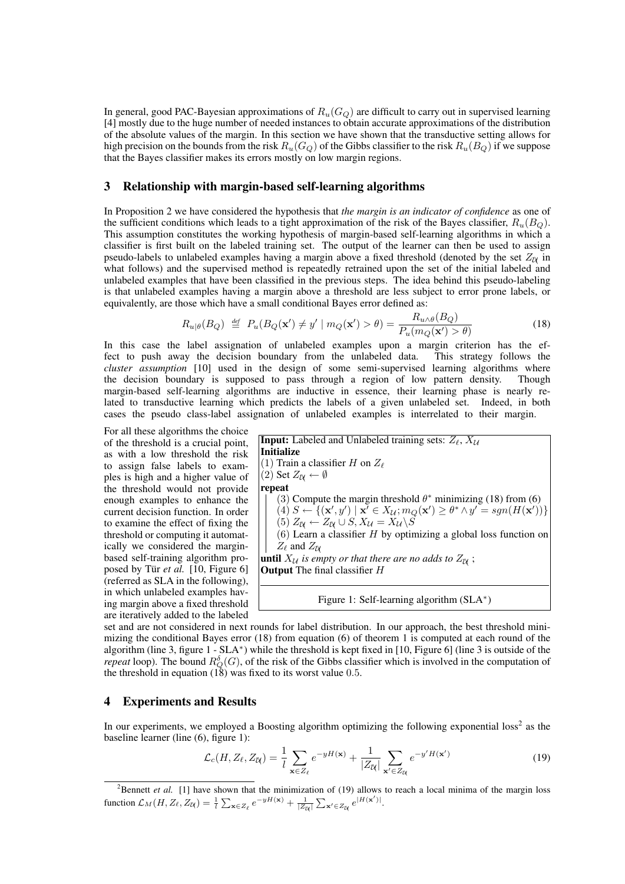In general, good PAC-Bayesian approximations of $R_u(G_Q)$ are difficult to carry out in supervised learning [4] mostly due to the huge number of needed instances to obtain accurate approximations of the distribution of the absolute values of the margin. In this section we have shown that the transductive setting allows for high precision on the bounds from the risk $R_u(G_Q)$ of the Gibbs classifier to the risk $R_u(B_Q)$ if we suppose that the Bayes classifier makes its errors mostly on low margin regions.

## 3 Relationship with margin-based self-learning algorithms

In Proposition 2 we have considered the hypothesis that *the margin is an indicator of confidence* as one of the sufficient conditions which leads to a tight approximation of the risk of the Bayes classifier, $R_u(B_Q)$. This assumption constitutes the working hypothesis of margin-based self-learning algorithms in which a classifier is first built on the labeled training set. The output of the learner can then be used to assign pseudo-labels to unlabeled examples having a margin above a fixed threshold (denoted by the set $Z_{\mathcal{U}}$ in what follows) and the supervised method is repeatedly retrained upon the set of the initial labeled and unlabeled examples that have been classified in the previous steps. The idea behind this pseudo-labeling is that unlabeled examples having a margin above a threshold are less subject to error prone labels, or equivalently, are those which have a small conditional Bayes error defined as:

$$R_{u|\theta}(B_Q) \stackrel{def}{=} P_u(B_Q(\mathbf{x}') \neq y' \mid m_Q(\mathbf{x}') > \theta) = \frac{R_{u\wedge\theta}(B_Q)}{P_u(m_Q(\mathbf{x}') > \theta)} \tag{18}$$

In this case the label assignation of unlabeled examples upon a margin criterion has the effect to push away the decision boundary from the unlabeled data. This strategy follows the *cluster assumption* [10] used in the design of some semi-supervised learning algorithms where the decision boundary is supposed to pass through a region of low pattern density. Though margin-based self-learning algorithms are inductive in essence, their learning phase is nearly related to transductive learning which predicts the labels of a given unlabeled set. Indeed, in both cases the pseudo class-label assignation of unlabeled examples is interrelated to their margin.

For all these algorithms the choice of the threshold is a crucial point, as with a low threshold the risk to assign false labels to examples is high and a higher value of the threshold would not provide enough examples to enhance the current decision function. In order to examine the effect of fixing the threshold or computing it automatically we considered the margin-based self-training algorithm proposed by Tür *et al.* [10, Figure 6] (referred as SLA in the following), in which unlabeled examples having margin above a fixed threshold are iteratively added to the labeled set and are not considered in next rounds for label distribution. In our approach, the best threshold minimizing the conditional Bayes error (18) from equation (6) of theorem 1 is computed at each round of the algorithm (line 3, figure 1 - SLA$^*$) while the threshold is kept fixed in [10, Figure 6] (line 3 is outside of the *repeat* loop). The bound $R_Q^\delta(G)$, of the risk of the Gibbs classifier which is involved in the computation of the threshold in equation (18) was fixed to its worst value 0.5.

```
Input: Labeled and Unlabeled training sets: Z_ℓ, X_U
Initialize
(1) Train a classifier H on Z_ℓ
(2) Set Z_U ← ∅
repeat
    (3) Compute the margin threshold θ* minimizing (18) from (6)
    (4) S ← {(x', y') | x' ∈ X_U; m_Q(x') ≥ θ* ∧ y' = sgn(H(x'))}
    (5) Z_U ← Z_U ∪ S, X_U = X_U \ S
    (6) Learn a classifier H by optimizing a global loss function on
        Z_ℓ and Z_U
until X_U is empty or that there are no adds to Z_U ;
Output The final classifier H
```

Figure 1: Self-learning algorithm (SLA$^*$)

## 4 Experiments and Results

In our experiments, we employed a Boosting algorithm optimizing the following exponential loss[2] as the baseline learner (line (6), figure 1):

$$\mathcal{L}_c(H, Z_\ell, Z_{\mathcal{U}}) = \frac{1}{l}\sum_{\mathbf{x}\in Z_\ell} e^{-yH(\mathbf{x})} + \frac{1}{|Z_{\mathcal{U}}|}\sum_{\mathbf{x}'\in Z_{\mathcal{U}}} e^{-y'H(\mathbf{x}')} \tag{19}$$

[2] Bennett *et al.* [1] have shown that the minimization of (19) allows to reach a local minima of the margin loss function $\mathcal{L}_M(H, Z_\ell, Z_{\mathcal{U}}) = \frac{1}{l}\sum_{\mathbf{x}\in Z_\ell} e^{-yH(\mathbf{x})} + \frac{1}{|Z_{\mathcal{U}}|}\sum_{\mathbf{x}'\in Z_{\mathcal{U}}} e^{|H(\mathbf{x}')|}$.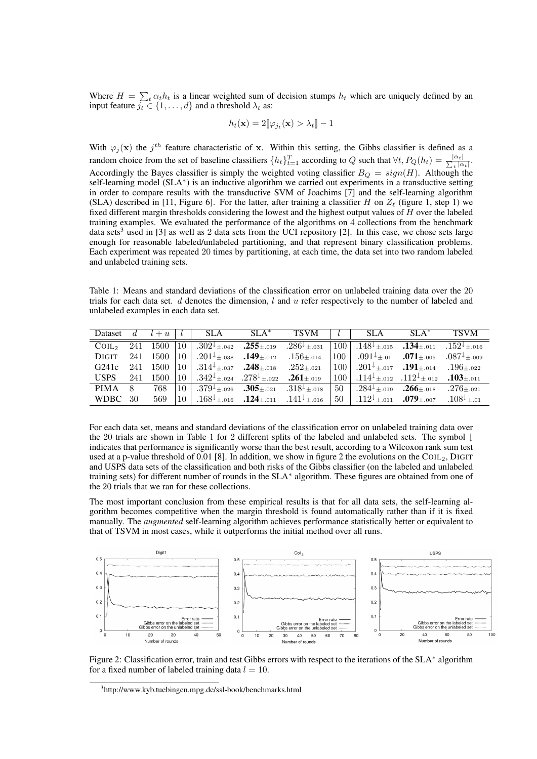Where $H = \sum_t \alpha_t h_t$ is a linear weighted sum of decision stumps $h_t$ which are uniquely defined by an input feature $j_t \in \{1, \dots, d\}$ and a threshold $\lambda_t$ as:

$$h_t(\mathbf{x}) = 2[\![\varphi_{j_t}(\mathbf{x}) > \lambda_t]\!] - 1$$

With $\varphi_j(\mathbf{x})$ the $j^{th}$ feature characteristic of $\mathbf{x}$. Within this setting, the Gibbs classifier is defined as a random choice from the set of baseline classifiers $\{h_t\}_{t=1}^T$ according to $Q$ such that $\forall t, P_Q(h_t) = \frac{|\alpha_t|}{\sum_t |\alpha_t|}$. Accordingly the Bayes classifier is simply the weighted voting classifier $B_Q = sign(H)$. Although the self-learning model (SLA$^*$) is an inductive algorithm we carried out experiments in a transductive setting in order to compare results with the transductive SVM of Joachims [7] and the self-learning algorithm (SLA) described in [11, Figure 6]. For the latter, after training a classifier $H$ on $Z_\ell$ (figure 1, step 1) we fixed different margin thresholds considering the lowest and the highest output values of $H$ over the labeled training examples. We evaluated the performance of the algorithms on 4 collections from the benchmark data sets[3] used in [3] as well as 2 data sets from the UCI repository [2]. In this case, we chose sets large enough for reasonable labeled/unlabeled partitioning, and that represent binary classification problems. Each experiment was repeated 20 times by partitioning, at each time, the data set into two random labeled and unlabeled training sets.

Table 1: Means and standard deviations of the classification error on unlabeled training data over the 20 trials for each data set. $d$ denotes the dimension, $l$ and $u$ refer respectively to the number of labeled and unlabeled examples in each data set.

| Dataset | $d$ | $l+u$ | $l$ | SLA | SLA$^*$ | TSVM | $l$ | SLA | SLA$^*$ | TSVM |
|---|---|---|---|---|---|---|---|---|---|---|
| COIL$_2$ | 241 | 1500 | 10 | $.302^{\downarrow}\pm.042$ | $\mathbf{.255}\pm.019$ | $.286^{\downarrow}\pm.031$ | 100 | $.148^{\downarrow}\pm.015$ | $\mathbf{.134}\pm.011$ | $.152^{\downarrow}\pm.016$ |
| DIGIT | 241 | 1500 | 10 | $.201^{\downarrow}\pm.038$ | $\mathbf{.149}\pm.012$ | $.156\pm.014$ | 100 | $.091^{\downarrow}\pm.01$ | $\mathbf{.071}\pm.005$ | $.087^{\downarrow}\pm.009$ |
| G241c | 241 | 1500 | 10 | $.314^{\downarrow}\pm.037$ | $\mathbf{.248}\pm.018$ | $.252\pm.021$ | 100 | $.201^{\downarrow}\pm.017$ | $\mathbf{.191}\pm.014$ | $.196\pm.022$ |
| USPS | 241 | 1500 | 10 | $.342^{\downarrow}\pm.024$ | $.278^{\downarrow}\pm.022$ | $\mathbf{.261}\pm.019$ | 100 | $.114^{\downarrow}\pm.012$ | $.112^{\downarrow}\pm.012$ | $\mathbf{.103}\pm.011$ |
| PIMA | 8 | 768 | 10 | $.379^{\downarrow}\pm.026$ | $\mathbf{.305}\pm.021$ | $.318^{\downarrow}\pm.018$ | 50 | $.284^{\downarrow}\pm.019$ | $\mathbf{.266}\pm.018$ | $.276\pm.021$ |
| WDBC | 30 | 569 | 10 | $.168^{\downarrow}\pm.016$ | $\mathbf{.124}\pm.011$ | $.141^{\downarrow}\pm.016$ | 50 | $.112^{\downarrow}\pm.011$ | $\mathbf{.079}\pm.007$ | $.108^{\downarrow}\pm.01$ |

For each data set, means and standard deviations of the classification error on unlabeled training data over the 20 trials are shown in Table 1 for 2 different splits of the labeled and unlabeled sets. The symbol ↓ indicates that performance is significantly worse than the best result, according to a Wilcoxon rank sum test used at a p-value threshold of 0.01 [8]. In addition, we show in figure 2 the evolutions on the COIL$_2$, DIGIT and USPS data sets of the classification and both risks of the Gibbs classifier (on the labeled and unlabeled training sets) for different number of rounds in the SLA$^*$ algorithm. These figures are obtained from one of the 20 trials that we ran for these collections.

The most important conclusion from these empirical results is that for all data sets, the self-learning algorithm becomes competitive when the margin threshold is found automatically rather than if it is fixed manually. The *augmented* self-learning algorithm achieves performance statistically better or equivalent to that of TSVM in most cases, while it outperforms the initial method over all runs.

Figure 2: Classification error, train and test Gibbs errors with respect to the iterations of the SLA$^*$ algorithm for a fixed number of labeled training data $l = 10$.

[3] http://www.kyb.tuebingen.mpg.de/ssl-book/benchmarks.html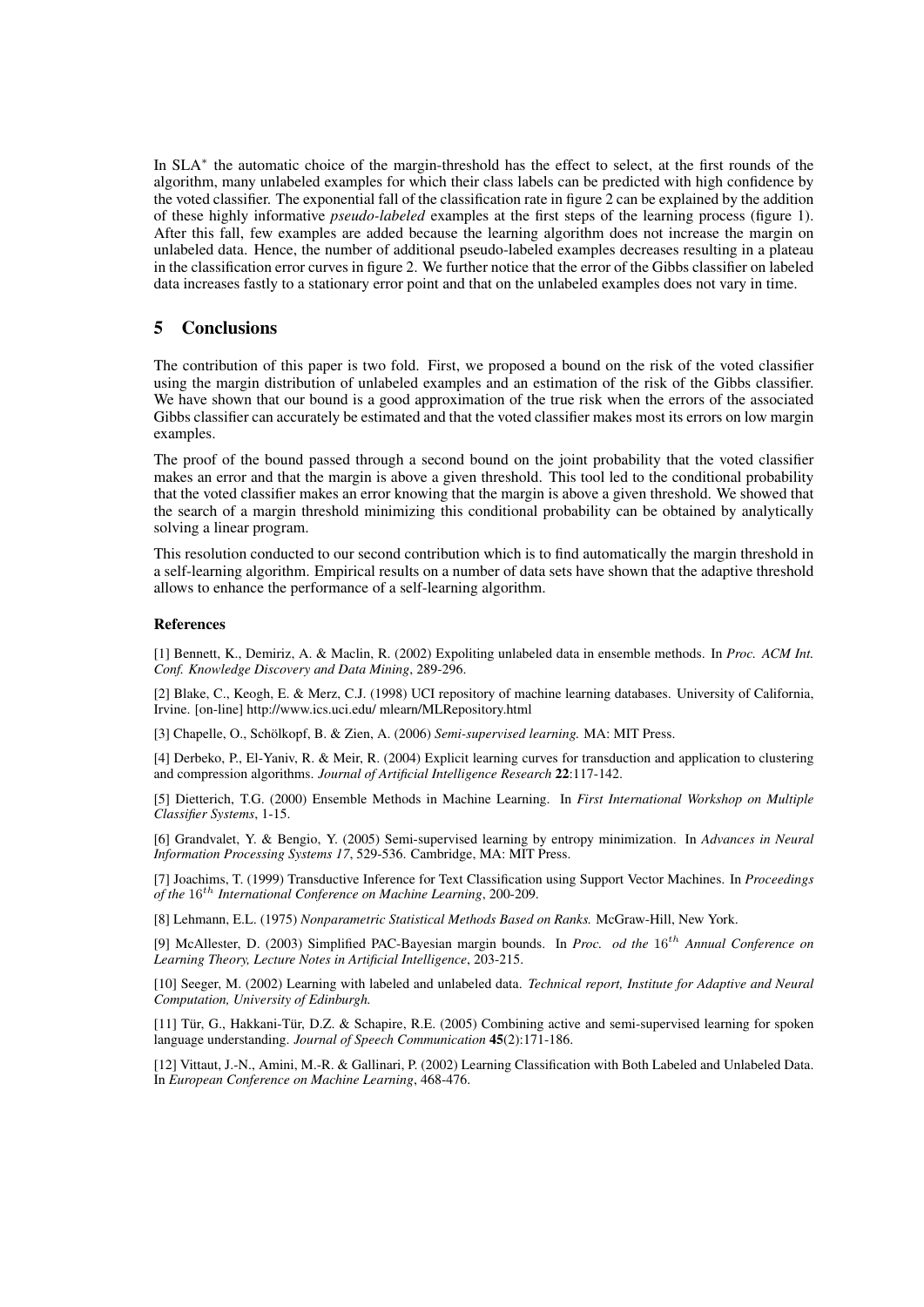In SLA$^*$ the automatic choice of the margin-threshold has the effect to select, at the first rounds of the algorithm, many unlabeled examples for which their class labels can be predicted with high confidence by the voted classifier. The exponential fall of the classification rate in figure 2 can be explained by the addition of these highly informative *pseudo-labeled* examples at the first steps of the learning process (figure 1). After this fall, few examples are added because the learning algorithm does not increase the margin on unlabeled data. Hence, the number of additional pseudo-labeled examples decreases resulting in a plateau in the classification error curves in figure 2. We further notice that the error of the Gibbs classifier on labeled data increases fastly to a stationary error point and that on the unlabeled examples does not vary in time.

## 5 Conclusions

The contribution of this paper is two fold. First, we proposed a bound on the risk of the voted classifier using the margin distribution of unlabeled examples and an estimation of the risk of the Gibbs classifier. We have shown that our bound is a good approximation of the true risk when the errors of the associated Gibbs classifier can accurately be estimated and that the voted classifier makes most its errors on low margin examples.

The proof of the bound passed through a second bound on the joint probability that the voted classifier makes an error and that the margin is above a given threshold. This tool led to the conditional probability that the voted classifier makes an error knowing that the margin is above a given threshold. We showed that the search of a margin threshold minimizing this conditional probability can be obtained by analytically solving a linear program.

This resolution conducted to our second contribution which is to find automatically the margin threshold in a self-learning algorithm. Empirical results on a number of data sets have shown that the adaptive threshold allows to enhance the performance of a self-learning algorithm.

### References

[1] Bennett, K., Demiriz, A. & Maclin, R. (2002) Expoliting unlabeled data in ensemble methods. In *Proc. ACM Int. Conf. Knowledge Discovery and Data Mining*, 289-296.

[2] Blake, C., Keogh, E. & Merz, C.J. (1998) UCI repository of machine learning databases. University of California, Irvine. [on-line] http://www.ics.uci.edu/ mlearn/MLRepository.html

[3] Chapelle, O., Schölkopf, B. & Zien, A. (2006) *Semi-supervised learning.* MA: MIT Press.

[4] Derbeko, P., El-Yaniv, R. & Meir, R. (2004) Explicit learning curves for transduction and application to clustering and compression algorithms. *Journal of Artificial Intelligence Research* **22**:117-142.

[5] Dietterich, T.G. (2000) Ensemble Methods in Machine Learning. In *First International Workshop on Multiple Classifier Systems*, 1-15.

[6] Grandvalet, Y. & Bengio, Y. (2005) Semi-supervised learning by entropy minimization. In *Advances in Neural Information Processing Systems 17*, 529-536. Cambridge, MA: MIT Press.

[7] Joachims, T. (1999) Transductive Inference for Text Classification using Support Vector Machines. In *Proceedings of the* $16^{th}$ *International Conference on Machine Learning*, 200-209.

[8] Lehmann, E.L. (1975) *Nonparametric Statistical Methods Based on Ranks.* McGraw-Hill, New York.

[9] McAllester, D. (2003) Simplified PAC-Bayesian margin bounds. In *Proc. od the* $16^{th}$ *Annual Conference on Learning Theory, Lecture Notes in Artificial Intelligence*, 203-215.

[10] Seeger, M. (2002) Learning with labeled and unlabeled data. *Technical report, Institute for Adaptive and Neural Computation, University of Edinburgh.*

[11] Tür, G., Hakkani-Tür, D.Z. & Schapire, R.E. (2005) Combining active and semi-supervised learning for spoken language understanding. *Journal of Speech Communication* **45**(2):171-186.

[12] Vittaut, J.-N., Amini, M.-R. & Gallinari, P. (2002) Learning Classification with Both Labeled and Unlabeled Data. In *European Conference on Machine Learning*, 468-476.